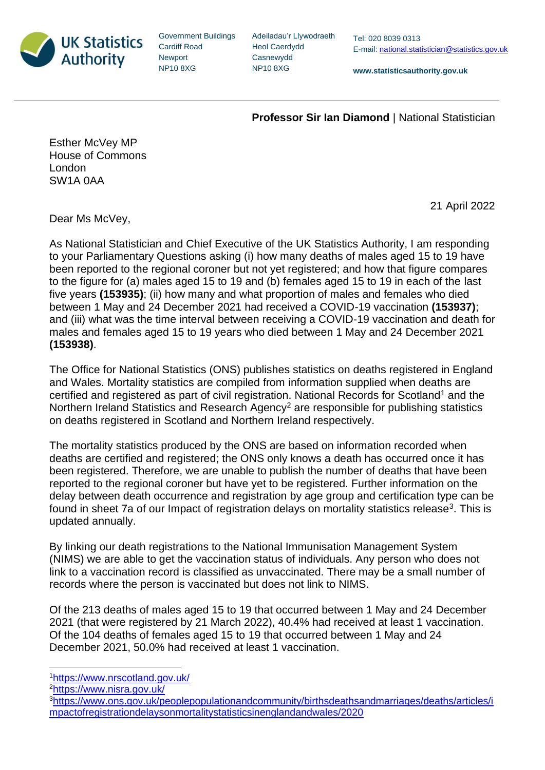**UK Statistics Authority**

Government Buildings
Cardiff Road
Newport
NP10 8XG

Adeiladau'r Llywodraeth
Heol Caerdydd
Casnewydd
NP10 8XG

Tel: 020 8039 0313
E-mail: national.statistician@statistics.gov.uk

**www.statisticsauthority.gov.uk**

---

**Professor Sir Ian Diamond** | National Statistician

Esther McVey MP
House of Commons
London
SW1A 0AA

21 April 2022

Dear Ms McVey,

As National Statistician and Chief Executive of the UK Statistics Authority, I am responding to your Parliamentary Questions asking (i) how many deaths of males aged 15 to 19 have been reported to the regional coroner but not yet registered; and how that figure compares to the figure for (a) males aged 15 to 19 and (b) females aged 15 to 19 in each of the last five years **(153935)**; (ii) how many and what proportion of males and females who died between 1 May and 24 December 2021 had received a COVID-19 vaccination **(153937)**; and (iii) what was the time interval between receiving a COVID-19 vaccination and death for males and females aged 15 to 19 years who died between 1 May and 24 December 2021 **(153938)**.

The Office for National Statistics (ONS) publishes statistics on deaths registered in England and Wales. Mortality statistics are compiled from information supplied when deaths are certified and registered as part of civil registration. National Records for Scotland[1] and the Northern Ireland Statistics and Research Agency[2] are responsible for publishing statistics on deaths registered in Scotland and Northern Ireland respectively.

The mortality statistics produced by the ONS are based on information recorded when deaths are certified and registered; the ONS only knows a death has occurred once it has been registered. Therefore, we are unable to publish the number of deaths that have been reported to the regional coroner but have yet to be registered. Further information on the delay between death occurrence and registration by age group and certification type can be found in sheet 7a of our Impact of registration delays on mortality statistics release[3]. This is updated annually.

By linking our death registrations to the National Immunisation Management System (NIMS) we are able to get the vaccination status of individuals. Any person who does not link to a vaccination record is classified as unvaccinated. There may be a small number of records where the person is vaccinated but does not link to NIMS.

Of the 213 deaths of males aged 15 to 19 that occurred between 1 May and 24 December 2021 (that were registered by 21 March 2022), 40.4% had received at least 1 vaccination. Of the 104 deaths of females aged 15 to 19 that occurred between 1 May and 24 December 2021, 50.0% had received at least 1 vaccination.

---

[1] https://www.nrscotland.gov.uk/
[2] https://www.nisra.gov.uk/
[3] https://www.ons.gov.uk/peoplepopulationandcommunity/birthsdeathsandmarriages/deaths/articles/impactofregistrationdelaysonmortalitystatisticsinenglandandwales/2020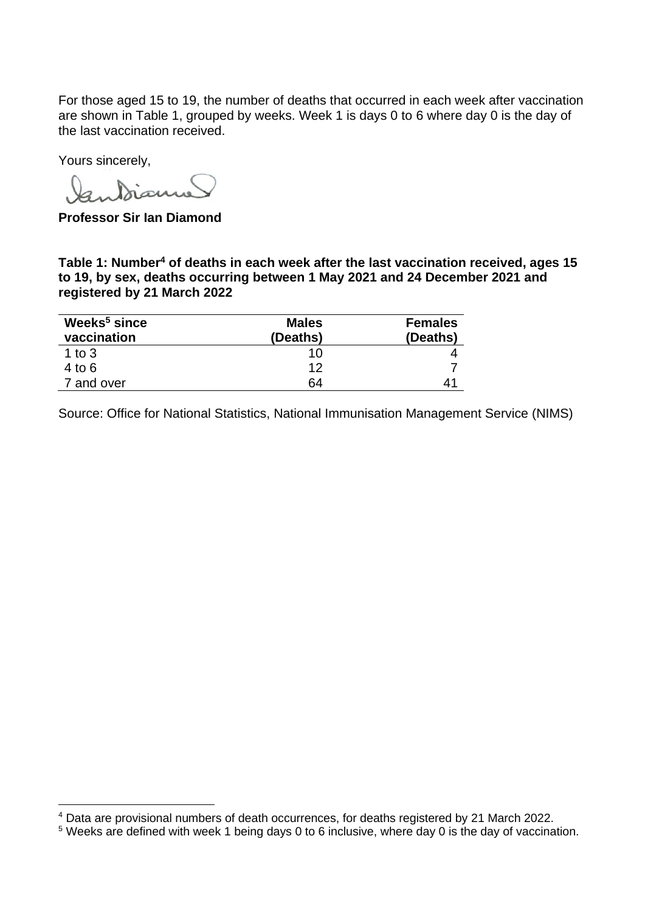For those aged 15 to 19, the number of deaths that occurred in each week after vaccination are shown in Table 1, grouped by weeks. Week 1 is days 0 to 6 where day 0 is the day of the last vaccination received.

Yours sincerely,

**Professor Sir Ian Diamond**

**Table 1: Number[4] of deaths in each week after the last vaccination received, ages 15 to 19, by sex, deaths occurring between 1 May 2021 and 24 December 2021 and registered by 21 March 2022**

| Weeks[5] since vaccination | Males (Deaths) | Females (Deaths) |
|---|---|---|
| 1 to 3 | 10 | 4 |
| 4 to 6 | 12 | 7 |
| 7 and over | 64 | 41 |

Source: Office for National Statistics, National Immunisation Management Service (NIMS)

[4] Data are provisional numbers of death occurrences, for deaths registered by 21 March 2022.

[5] Weeks are defined with week 1 being days 0 to 6 inclusive, where day 0 is the day of vaccination.